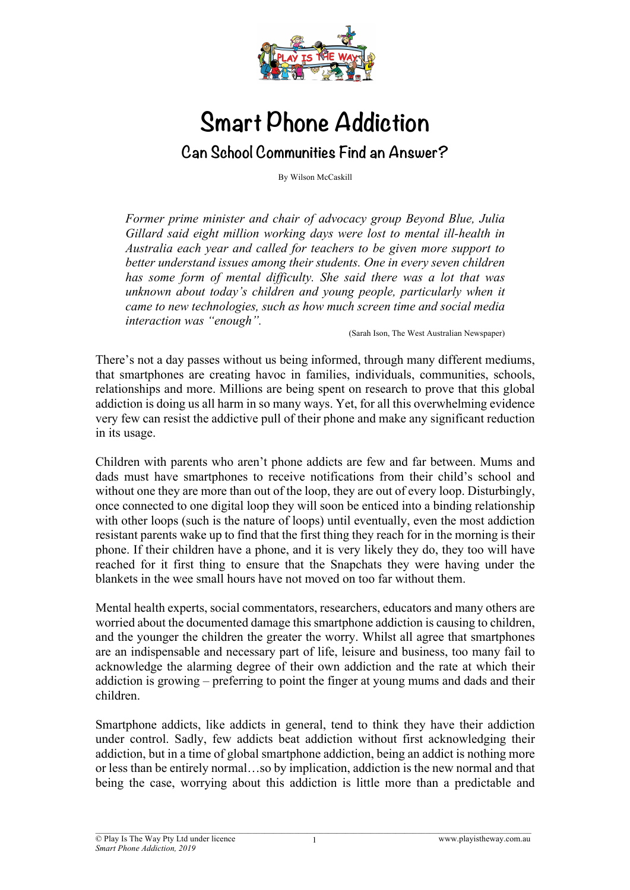# Smart Phone Addiction

## Can School Communities Find an Answer?

By Wilson McCaskill

> *Former prime minister and chair of advocacy group Beyond Blue, Julia Gillard said eight million working days were lost to mental ill-health in Australia each year and called for teachers to be given more support to better understand issues among their students. One in every seven children has some form of mental difficulty. She said there was a lot that was unknown about today's children and young people, particularly when it came to new technologies, such as how much screen time and social media interaction was "enough".*
>
> (Sarah Ison, The West Australian Newspaper)

There's not a day passes without us being informed, through many different mediums, that smartphones are creating havoc in families, individuals, communities, schools, relationships and more. Millions are being spent on research to prove that this global addiction is doing us all harm in so many ways. Yet, for all this overwhelming evidence very few can resist the addictive pull of their phone and make any significant reduction in its usage.

Children with parents who aren't phone addicts are few and far between. Mums and dads must have smartphones to receive notifications from their child's school and without one they are more than out of the loop, they are out of every loop. Disturbingly, once connected to one digital loop they will soon be enticed into a binding relationship with other loops (such is the nature of loops) until eventually, even the most addiction resistant parents wake up to find that the first thing they reach for in the morning is their phone. If their children have a phone, and it is very likely they do, they too will have reached for it first thing to ensure that the Snapchats they were having under the blankets in the wee small hours have not moved on too far without them.

Mental health experts, social commentators, researchers, educators and many others are worried about the documented damage this smartphone addiction is causing to children, and the younger the children the greater the worry. Whilst all agree that smartphones are an indispensable and necessary part of life, leisure and business, too many fail to acknowledge the alarming degree of their own addiction and the rate at which their addiction is growing – preferring to point the finger at young mums and dads and their children.

Smartphone addicts, like addicts in general, tend to think they have their addiction under control. Sadly, few addicts beat addiction without first acknowledging their addiction, but in a time of global smartphone addiction, being an addict is nothing more or less than be entirely normal…so by implication, addiction is the new normal and that being the case, worrying about this addiction is little more than a predictable and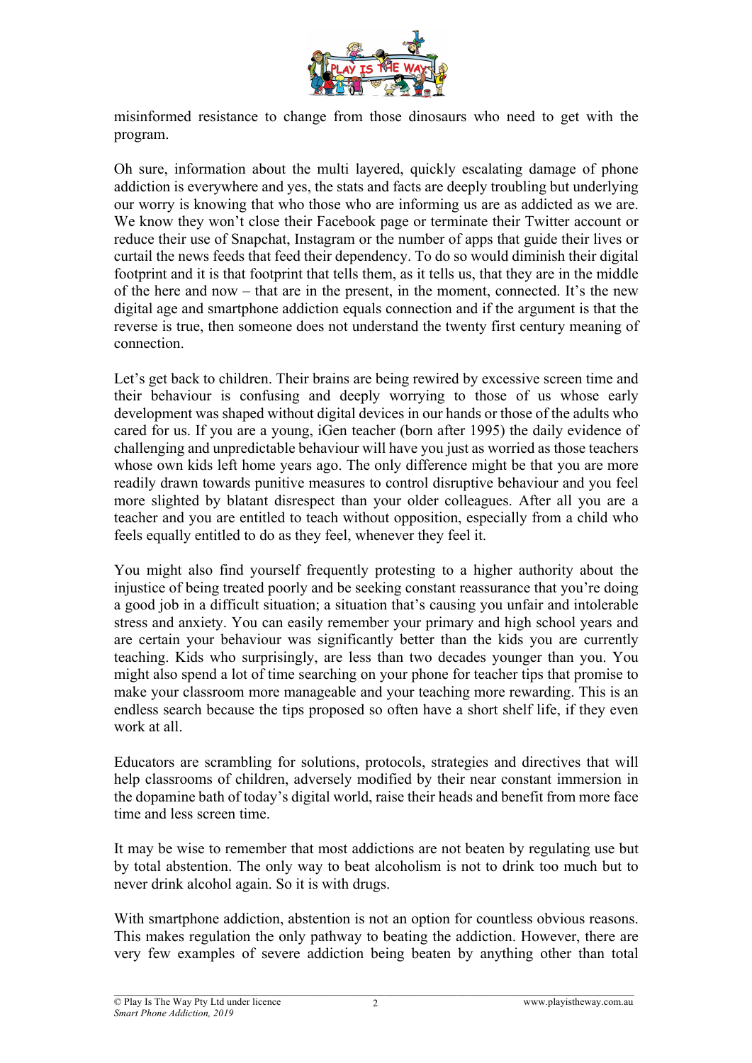misinformed resistance to change from those dinosaurs who need to get with the program.

Oh sure, information about the multi layered, quickly escalating damage of phone addiction is everywhere and yes, the stats and facts are deeply troubling but underlying our worry is knowing that who those who are informing us are as addicted as we are. We know they won't close their Facebook page or terminate their Twitter account or reduce their use of Snapchat, Instagram or the number of apps that guide their lives or curtail the news feeds that feed their dependency. To do so would diminish their digital footprint and it is that footprint that tells them, as it tells us, that they are in the middle of the here and now – that are in the present, in the moment, connected. It's the new digital age and smartphone addiction equals connection and if the argument is that the reverse is true, then someone does not understand the twenty first century meaning of connection.

Let's get back to children. Their brains are being rewired by excessive screen time and their behaviour is confusing and deeply worrying to those of us whose early development was shaped without digital devices in our hands or those of the adults who cared for us. If you are a young, iGen teacher (born after 1995) the daily evidence of challenging and unpredictable behaviour will have you just as worried as those teachers whose own kids left home years ago. The only difference might be that you are more readily drawn towards punitive measures to control disruptive behaviour and you feel more slighted by blatant disrespect than your older colleagues. After all you are a teacher and you are entitled to teach without opposition, especially from a child who feels equally entitled to do as they feel, whenever they feel it.

You might also find yourself frequently protesting to a higher authority about the injustice of being treated poorly and be seeking constant reassurance that you're doing a good job in a difficult situation; a situation that's causing you unfair and intolerable stress and anxiety. You can easily remember your primary and high school years and are certain your behaviour was significantly better than the kids you are currently teaching. Kids who surprisingly, are less than two decades younger than you. You might also spend a lot of time searching on your phone for teacher tips that promise to make your classroom more manageable and your teaching more rewarding. This is an endless search because the tips proposed so often have a short shelf life, if they even work at all.

Educators are scrambling for solutions, protocols, strategies and directives that will help classrooms of children, adversely modified by their near constant immersion in the dopamine bath of today's digital world, raise their heads and benefit from more face time and less screen time.

It may be wise to remember that most addictions are not beaten by regulating use but by total abstention. The only way to beat alcoholism is not to drink too much but to never drink alcohol again. So it is with drugs.

With smartphone addiction, abstention is not an option for countless obvious reasons. This makes regulation the only pathway to beating the addiction. However, there are very few examples of severe addiction being beaten by anything other than total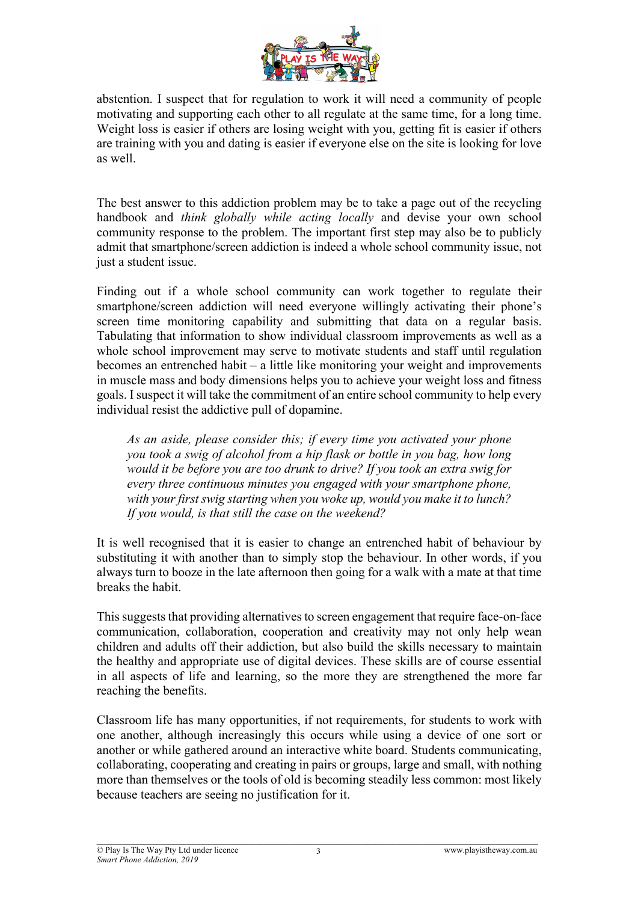abstention. I suspect that for regulation to work it will need a community of people motivating and supporting each other to all regulate at the same time, for a long time. Weight loss is easier if others are losing weight with you, getting fit is easier if others are training with you and dating is easier if everyone else on the site is looking for love as well.

The best answer to this addiction problem may be to take a page out of the recycling handbook and *think globally while acting locally* and devise your own school community response to the problem. The important first step may also be to publicly admit that smartphone/screen addiction is indeed a whole school community issue, not just a student issue.

Finding out if a whole school community can work together to regulate their smartphone/screen addiction will need everyone willingly activating their phone's screen time monitoring capability and submitting that data on a regular basis. Tabulating that information to show individual classroom improvements as well as a whole school improvement may serve to motivate students and staff until regulation becomes an entrenched habit – a little like monitoring your weight and improvements in muscle mass and body dimensions helps you to achieve your weight loss and fitness goals. I suspect it will take the commitment of an entire school community to help every individual resist the addictive pull of dopamine.

> *As an aside, please consider this; if every time you activated your phone you took a swig of alcohol from a hip flask or bottle in you bag, how long would it be before you are too drunk to drive? If you took an extra swig for every three continuous minutes you engaged with your smartphone phone, with your first swig starting when you woke up, would you make it to lunch? If you would, is that still the case on the weekend?*

It is well recognised that it is easier to change an entrenched habit of behaviour by substituting it with another than to simply stop the behaviour. In other words, if you always turn to booze in the late afternoon then going for a walk with a mate at that time breaks the habit.

This suggests that providing alternatives to screen engagement that require face-on-face communication, collaboration, cooperation and creativity may not only help wean children and adults off their addiction, but also build the skills necessary to maintain the healthy and appropriate use of digital devices. These skills are of course essential in all aspects of life and learning, so the more they are strengthened the more far reaching the benefits.

Classroom life has many opportunities, if not requirements, for students to work with one another, although increasingly this occurs while using a device of one sort or another or while gathered around an interactive white board. Students communicating, collaborating, cooperating and creating in pairs or groups, large and small, with nothing more than themselves or the tools of old is becoming steadily less common: most likely because teachers are seeing no justification for it.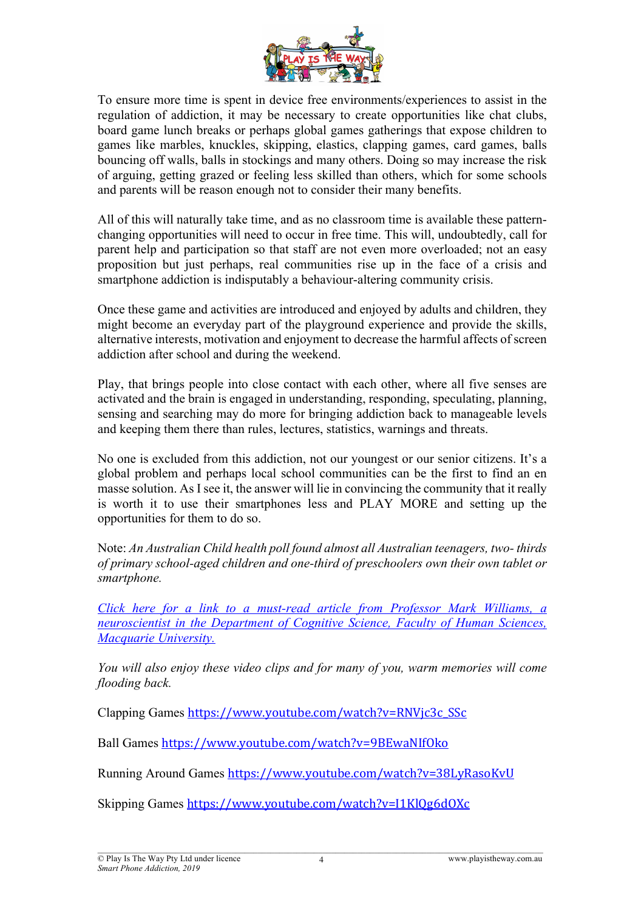To ensure more time is spent in device free environments/experiences to assist in the regulation of addiction, it may be necessary to create opportunities like chat clubs, board game lunch breaks or perhaps global games gatherings that expose children to games like marbles, knuckles, skipping, elastics, clapping games, card games, balls bouncing off walls, balls in stockings and many others. Doing so may increase the risk of arguing, getting grazed or feeling less skilled than others, which for some schools and parents will be reason enough not to consider their many benefits.

All of this will naturally take time, and as no classroom time is available these pattern-changing opportunities will need to occur in free time. This will, undoubtedly, call for parent help and participation so that staff are not even more overloaded; not an easy proposition but just perhaps, real communities rise up in the face of a crisis and smartphone addiction is indisputably a behaviour-altering community crisis.

Once these game and activities are introduced and enjoyed by adults and children, they might become an everyday part of the playground experience and provide the skills, alternative interests, motivation and enjoyment to decrease the harmful affects of screen addiction after school and during the weekend.

Play, that brings people into close contact with each other, where all five senses are activated and the brain is engaged in understanding, responding, speculating, planning, sensing and searching may do more for bringing addiction back to manageable levels and keeping them there than rules, lectures, statistics, warnings and threats.

No one is excluded from this addiction, not our youngest or our senior citizens. It's a global problem and perhaps local school communities can be the first to find an en masse solution. As I see it, the answer will lie in convincing the community that it really is worth it to use their smartphones less and PLAY MORE and setting up the opportunities for them to do so.

Note: *An Australian Child health poll found almost all Australian teenagers, two- thirds of primary school-aged children and one-third of preschoolers own their own tablet or smartphone.*

*Click here for a link to a must-read article from Professor Mark Williams, a neuroscientist in the Department of Cognitive Science, Faculty of Human Sciences, Macquarie University.*

*You will also enjoy these video clips and for many of you, warm memories will come flooding back.*

Clapping Games https://www.youtube.com/watch?v=RNVjc3c_SSc

Ball Games https://www.youtube.com/watch?v=9BEwaNIfOko

Running Around Games https://www.youtube.com/watch?v=38LyRasoKvU

Skipping Games https://www.youtube.com/watch?v=I1KlQg6dOXc